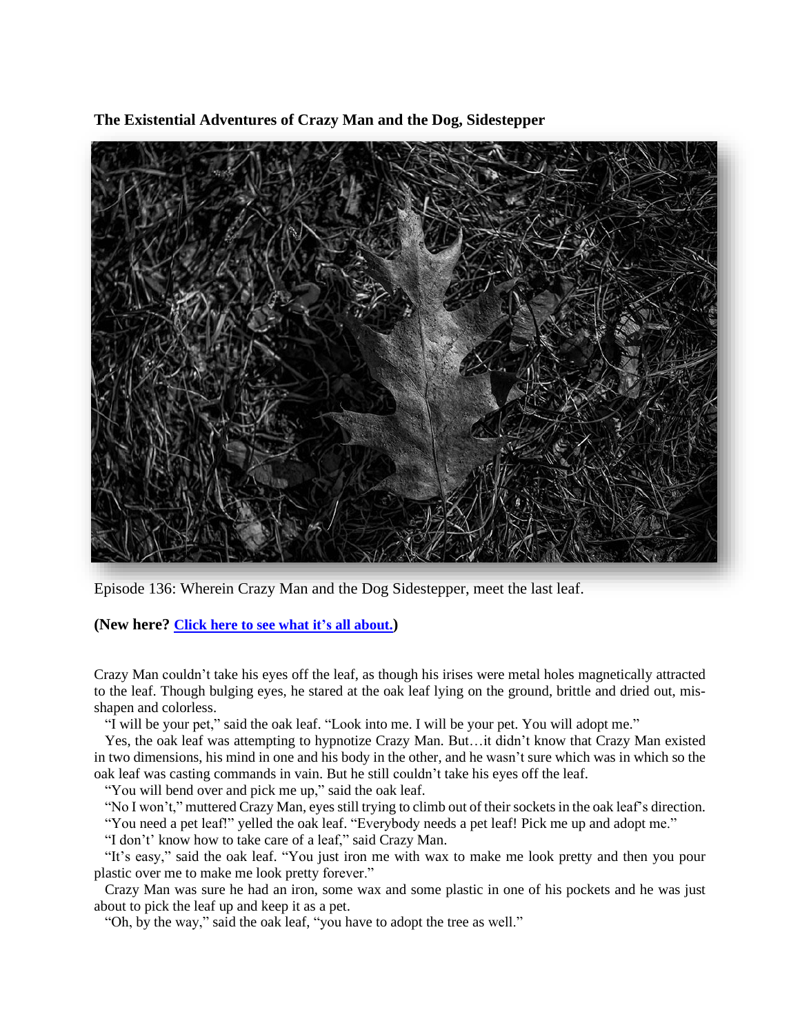**The Existential Adventures of Crazy Man and the Dog, Sidestepper**

Episode 136: Wherein Crazy Man and the Dog Sidestepper, meet the last leaf.

**(New here? [Click here to see what it's all about.](#))**

Crazy Man couldn't take his eyes off the leaf, as though his irises were metal holes magnetically attracted to the leaf. Though bulging eyes, he stared at the oak leaf lying on the ground, brittle and dried out, mis-shapen and colorless.

"I will be your pet," said the oak leaf. "Look into me. I will be your pet. You will adopt me."

Yes, the oak leaf was attempting to hypnotize Crazy Man. But…it didn't know that Crazy Man existed in two dimensions, his mind in one and his body in the other, and he wasn't sure which was in which so the oak leaf was casting commands in vain. But he still couldn't take his eyes off the leaf.

"You will bend over and pick me up," said the oak leaf.

"No I won't," muttered Crazy Man, eyes still trying to climb out of their sockets in the oak leaf's direction.

"You need a pet leaf!" yelled the oak leaf. "Everybody needs a pet leaf! Pick me up and adopt me."

"I don't' know how to take care of a leaf," said Crazy Man.

"It's easy," said the oak leaf. "You just iron me with wax to make me look pretty and then you pour plastic over me to make me look pretty forever."

Crazy Man was sure he had an iron, some wax and some plastic in one of his pockets and he was just about to pick the leaf up and keep it as a pet.

"Oh, by the way," said the oak leaf, "you have to adopt the tree as well."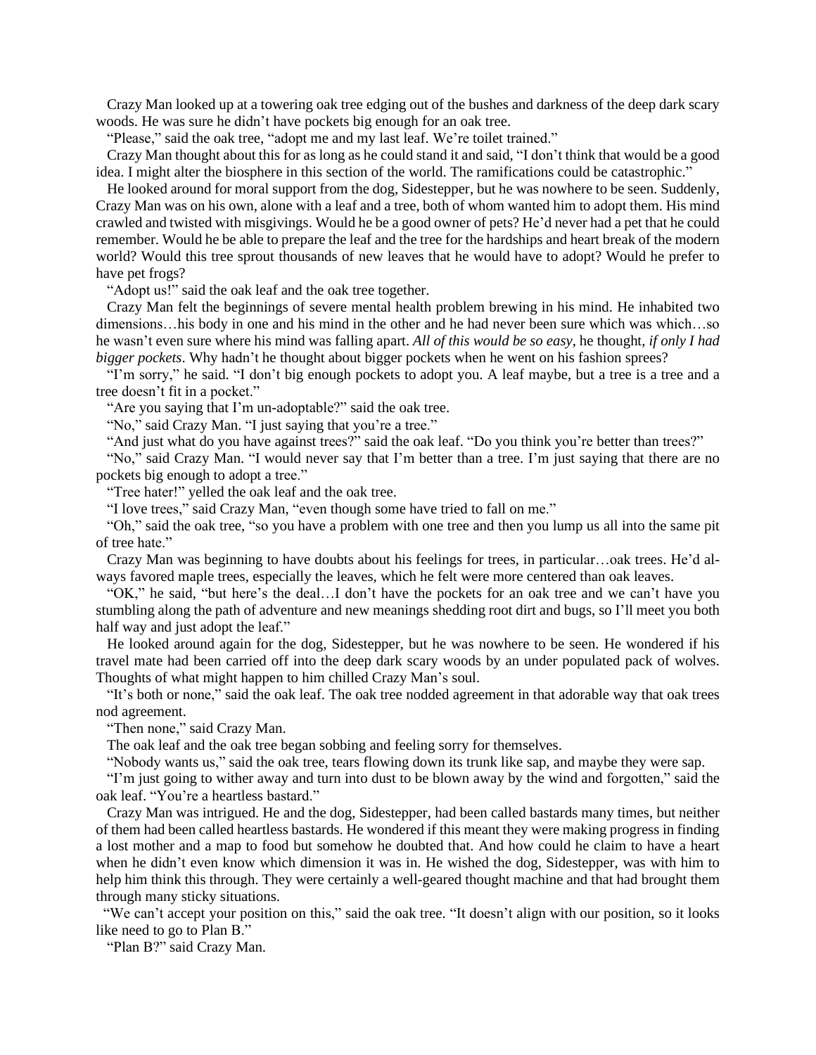Crazy Man looked up at a towering oak tree edging out of the bushes and darkness of the deep dark scary woods. He was sure he didn't have pockets big enough for an oak tree.

"Please," said the oak tree, "adopt me and my last leaf. We're toilet trained."

Crazy Man thought about this for as long as he could stand it and said, "I don't think that would be a good idea. I might alter the biosphere in this section of the world. The ramifications could be catastrophic."

He looked around for moral support from the dog, Sidestepper, but he was nowhere to be seen. Suddenly, Crazy Man was on his own, alone with a leaf and a tree, both of whom wanted him to adopt them. His mind crawled and twisted with misgivings. Would he be a good owner of pets? He'd never had a pet that he could remember. Would he be able to prepare the leaf and the tree for the hardships and heart break of the modern world? Would this tree sprout thousands of new leaves that he would have to adopt? Would he prefer to have pet frogs?

"Adopt us!" said the oak leaf and the oak tree together.

Crazy Man felt the beginnings of severe mental health problem brewing in his mind. He inhabited two dimensions…his body in one and his mind in the other and he had never been sure which was which…so he wasn't even sure where his mind was falling apart. *All of this would be so easy*, he thought, *if only I had bigger pockets*. Why hadn't he thought about bigger pockets when he went on his fashion sprees?

"I'm sorry," he said. "I don't big enough pockets to adopt you. A leaf maybe, but a tree is a tree and a tree doesn't fit in a pocket."

"Are you saying that I'm un-adoptable?" said the oak tree.

"No," said Crazy Man. "I just saying that you're a tree."

"And just what do you have against trees?" said the oak leaf. "Do you think you're better than trees?"

"No," said Crazy Man. "I would never say that I'm better than a tree. I'm just saying that there are no pockets big enough to adopt a tree."

"Tree hater!" yelled the oak leaf and the oak tree.

"I love trees," said Crazy Man, "even though some have tried to fall on me."

"Oh," said the oak tree, "so you have a problem with one tree and then you lump us all into the same pit of tree hate."

Crazy Man was beginning to have doubts about his feelings for trees, in particular…oak trees. He'd always favored maple trees, especially the leaves, which he felt were more centered than oak leaves.

"OK," he said, "but here's the deal…I don't have the pockets for an oak tree and we can't have you stumbling along the path of adventure and new meanings shedding root dirt and bugs, so I'll meet you both half way and just adopt the leaf."

He looked around again for the dog, Sidestepper, but he was nowhere to be seen. He wondered if his travel mate had been carried off into the deep dark scary woods by an under populated pack of wolves. Thoughts of what might happen to him chilled Crazy Man's soul.

"It's both or none," said the oak leaf. The oak tree nodded agreement in that adorable way that oak trees nod agreement.

"Then none," said Crazy Man.

The oak leaf and the oak tree began sobbing and feeling sorry for themselves.

"Nobody wants us," said the oak tree, tears flowing down its trunk like sap, and maybe they were sap.

"I'm just going to wither away and turn into dust to be blown away by the wind and forgotten," said the oak leaf. "You're a heartless bastard."

Crazy Man was intrigued. He and the dog, Sidestepper, had been called bastards many times, but neither of them had been called heartless bastards. He wondered if this meant they were making progress in finding a lost mother and a map to food but somehow he doubted that. And how could he claim to have a heart when he didn't even know which dimension it was in. He wished the dog, Sidestepper, was with him to help him think this through. They were certainly a well-geared thought machine and that had brought them through many sticky situations.

"We can't accept your position on this," said the oak tree. "It doesn't align with our position, so it looks like need to go to Plan B."

"Plan B?" said Crazy Man.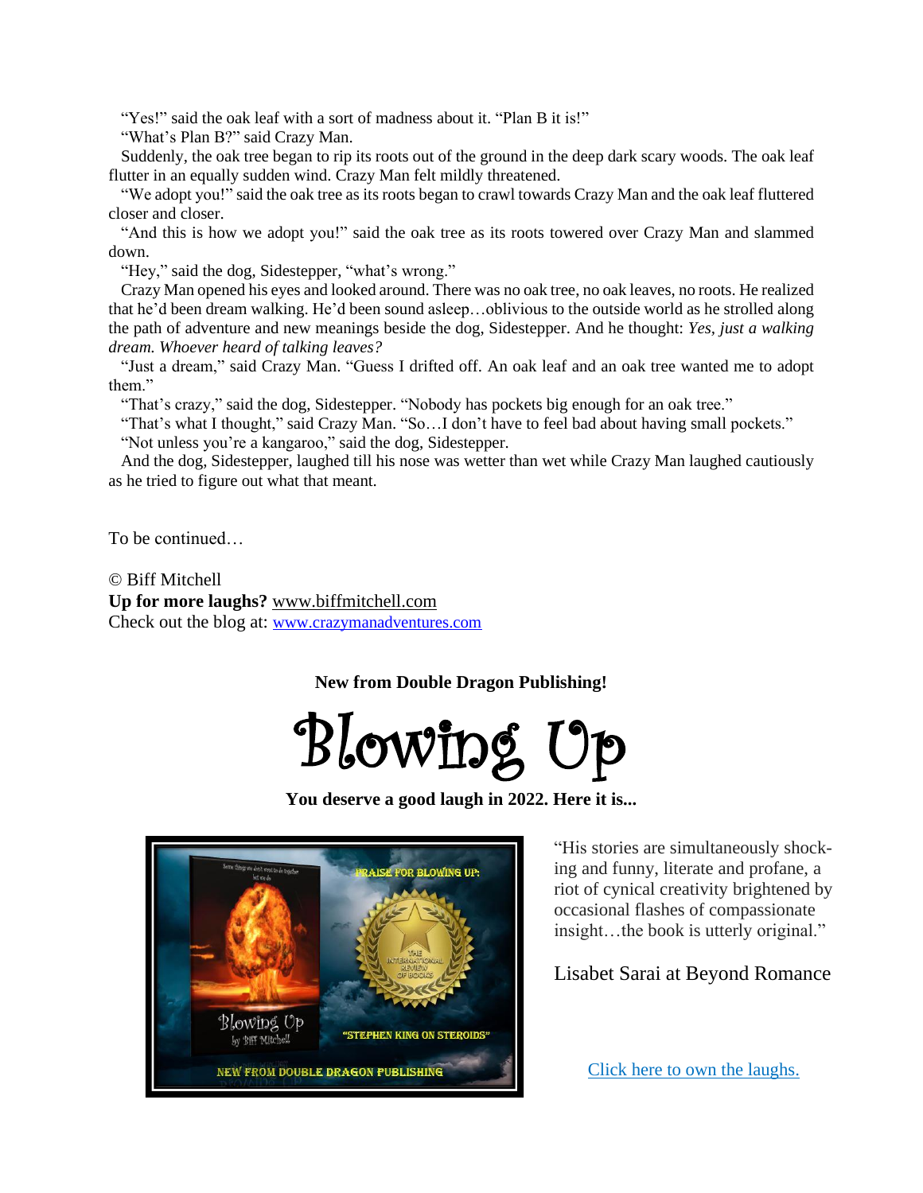"Yes!" said the oak leaf with a sort of madness about it. "Plan B it is!"

"What's Plan B?" said Crazy Man.

Suddenly, the oak tree began to rip its roots out of the ground in the deep dark scary woods. The oak leaf flutter in an equally sudden wind. Crazy Man felt mildly threatened.

"We adopt you!" said the oak tree as its roots began to crawl towards Crazy Man and the oak leaf fluttered closer and closer.

"And this is how we adopt you!" said the oak tree as its roots towered over Crazy Man and slammed down.

"Hey," said the dog, Sidestepper, "what's wrong."

Crazy Man opened his eyes and looked around. There was no oak tree, no oak leaves, no roots. He realized that he'd been dream walking. He'd been sound asleep…oblivious to the outside world as he strolled along the path of adventure and new meanings beside the dog, Sidestepper. And he thought: *Yes, just a walking dream. Whoever heard of talking leaves?*

"Just a dream," said Crazy Man. "Guess I drifted off. An oak leaf and an oak tree wanted me to adopt them."

"That's crazy," said the dog, Sidestepper. "Nobody has pockets big enough for an oak tree."

"That's what I thought," said Crazy Man. "So…I don't have to feel bad about having small pockets."

"Not unless you're a kangaroo," said the dog, Sidestepper.

And the dog, Sidestepper, laughed till his nose was wetter than wet while Crazy Man laughed cautiously as he tried to figure out what that meant.

To be continued…

© Biff Mitchell

**Up for more laughs?** www.biffmitchell.com

Check out the blog at: www.crazymanadventures.com

**New from Double Dragon Publishing!**

# Blowing Up

**You deserve a good laugh in 2022. Here it is...**

"His stories are simultaneously shocking and funny, literate and profane, a riot of cynical creativity brightened by occasional flashes of compassionate insight…the book is utterly original."

Lisabet Sarai at Beyond Romance

Click here to own the laughs.